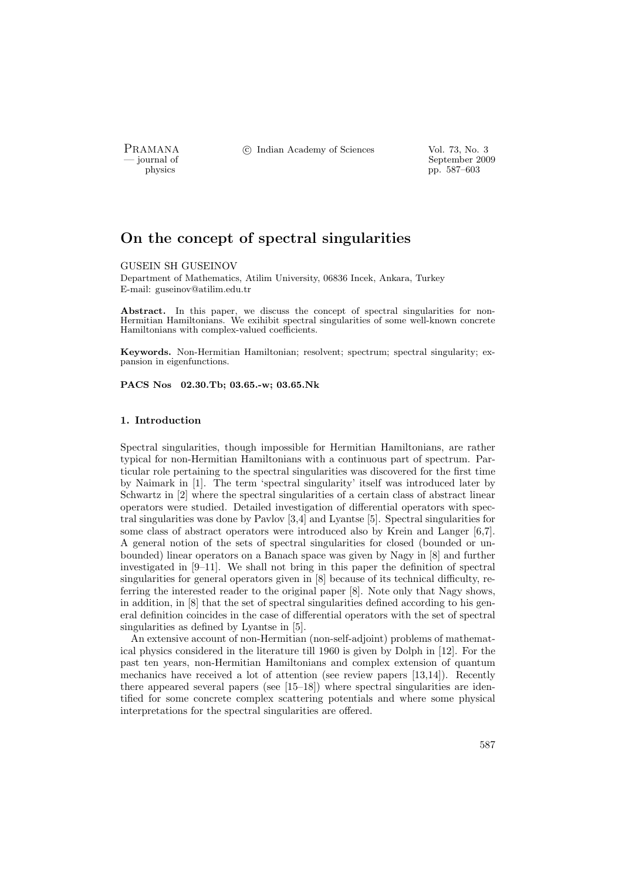# On the concept of spectral singularities

GUSEIN SH GUSEINOV

Department of Mathematics, Atilim University, 06836 Incek, Ankara, Turkey
E-mail: guseinov@atilim.edu.tr

**Abstract.** In this paper, we discuss the concept of spectral singularities for non-Hermitian Hamiltonians. We exihibit spectral singularities of some well-known concrete Hamiltonians with complex-valued coefficients.

**Keywords.** Non-Hermitian Hamiltonian; resolvent; spectrum; spectral singularity; expansion in eigenfunctions.

**PACS Nos 02.30.Tb; 03.65.-w; 03.65.Nk**

## 1. Introduction

Spectral singularities, though impossible for Hermitian Hamiltonians, are rather typical for non-Hermitian Hamiltonians with a continuous part of spectrum. Particular role pertaining to the spectral singularities was discovered for the first time by Naimark in [1]. The term 'spectral singularity' itself was introduced later by Schwartz in [2] where the spectral singularities of a certain class of abstract linear operators were studied. Detailed investigation of differential operators with spectral singularities was done by Pavlov [3,4] and Lyantse [5]. Spectral singularities for some class of abstract operators were introduced also by Krein and Langer [6,7]. A general notion of the sets of spectral singularities for closed (bounded or unbounded) linear operators on a Banach space was given by Nagy in [8] and further investigated in [9–11]. We shall not bring in this paper the definition of spectral singularities for general operators given in [8] because of its technical difficulty, referring the interested reader to the original paper [8]. Note only that Nagy shows, in addition, in [8] that the set of spectral singularities defined according to his general definition coincides in the case of differential operators with the set of spectral singularities as defined by Lyantse in [5].

An extensive account of non-Hermitian (non-self-adjoint) problems of mathematical physics considered in the literature till 1960 is given by Dolph in [12]. For the past ten years, non-Hermitian Hamiltonians and complex extension of quantum mechanics have received a lot of attention (see review papers [13,14]). Recently there appeared several papers (see [15–18]) where spectral singularities are identified for some concrete complex scattering potentials and where some physical interpretations for the spectral singularities are offered.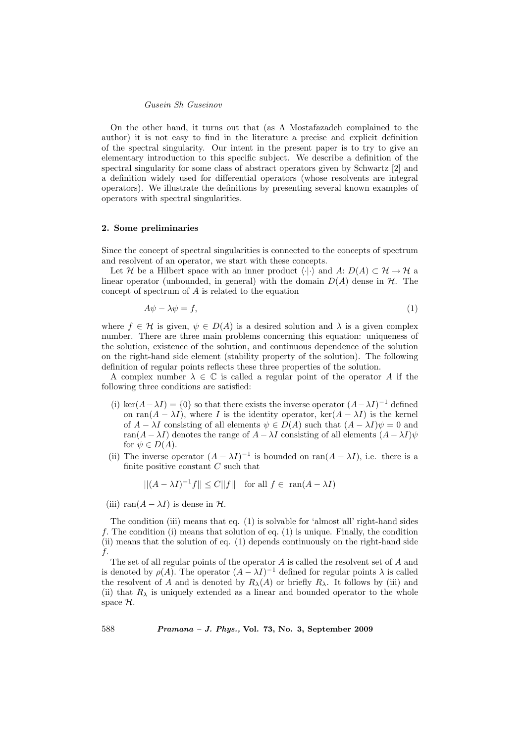On the other hand, it turns out that (as A Mostafazadeh complained to the author) it is not easy to find in the literature a precise and explicit definition of the spectral singularity. Our intent in the present paper is to try to give an elementary introduction to this specific subject. We describe a definition of the spectral singularity for some class of abstract operators given by Schwartz [2] and a definition widely used for differential operators (whose resolvents are integral operators). We illustrate the definitions by presenting several known examples of operators with spectral singularities.

## 2. Some preliminaries

Since the concept of spectral singularities is connected to the concepts of spectrum and resolvent of an operator, we start with these concepts.

Let $\mathcal{H}$ be a Hilbert space with an inner product $\langle\cdot|\cdot\rangle$ and $A$: $D(A) \subset \mathcal{H} \to \mathcal{H}$ a linear operator (unbounded, in general) with the domain $D(A)$ dense in $\mathcal{H}$. The concept of spectrum of $A$ is related to the equation

$$A\psi - \lambda\psi = f, \tag{1}$$

where $f \in \mathcal{H}$ is given, $\psi \in D(A)$ is a desired solution and $\lambda$ is a given complex number. There are three main problems concerning this equation: uniqueness of the solution, existence of the solution, and continuous dependence of the solution on the right-hand side element (stability property of the solution). The following definition of regular points reflects these three properties of the solution.

A complex number $\lambda \in \mathbb{C}$ is called a regular point of the operator $A$ if the following three conditions are satisfied:

(i) $\ker(A-\lambda I) = \{0\}$ so that there exists the inverse operator $(A-\lambda I)^{-1}$ defined on $\mathrm{ran}(A-\lambda I)$, where $I$ is the identity operator, $\ker(A-\lambda I)$ is the kernel of $A-\lambda I$ consisting of all elements $\psi \in D(A)$ such that $(A-\lambda I)\psi = 0$ and $\mathrm{ran}(A-\lambda I)$ denotes the range of $A-\lambda I$ consisting of all elements $(A-\lambda I)\psi$ for $\psi \in D(A)$.

(ii) The inverse operator $(A-\lambda I)^{-1}$ is bounded on $\mathrm{ran}(A-\lambda I)$, i.e. there is a finite positive constant $C$ such that

$$||(A-\lambda I)^{-1}f|| \leq C||f|| \quad \text{for all } f \in \mathrm{ran}(A-\lambda I)$$

(iii) $\mathrm{ran}(A-\lambda I)$ is dense in $\mathcal{H}$.

The condition (iii) means that eq. (1) is solvable for 'almost all' right-hand sides $f$. The condition (i) means that solution of eq. (1) is unique. Finally, the condition (ii) means that the solution of eq. (1) depends continuously on the right-hand side $f$.

The set of all regular points of the operator $A$ is called the resolvent set of $A$ and is denoted by $\rho(A)$. The operator $(A-\lambda I)^{-1}$ defined for regular points $\lambda$ is called the resolvent of $A$ and is denoted by $R_\lambda(A)$ or briefly $R_\lambda$. It follows by (iii) and (ii) that $R_\lambda$ is uniquely extended as a linear and bounded operator to the whole space $\mathcal{H}$.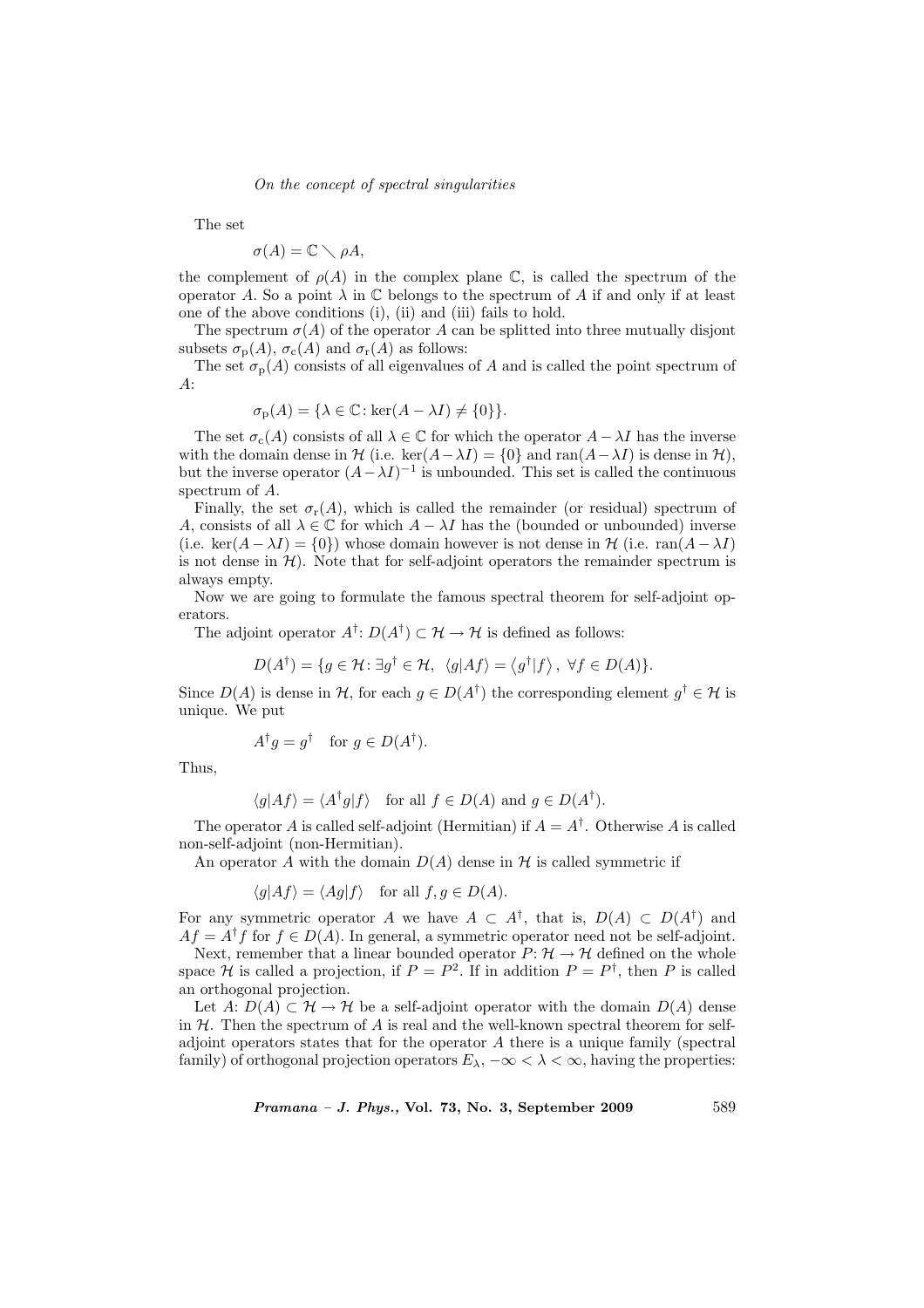The set

$$\sigma(A) = \mathbb{C} \setminus \rho A,$$

the complement of $\rho(A)$ in the complex plane $\mathbb{C}$, is called the spectrum of the operator $A$. So a point $\lambda$ in $\mathbb{C}$ belongs to the spectrum of $A$ if and only if at least one of the above conditions (i), (ii) and (iii) fails to hold.

The spectrum $\sigma(A)$ of the operator $A$ can be splitted into three mutually disjont subsets $\sigma_{\rm p}(A)$, $\sigma_{\rm c}(A)$ and $\sigma_{\rm r}(A)$ as follows:

The set $\sigma_{\rm p}(A)$ consists of all eigenvalues of $A$ and is called the point spectrum of $A$:

$$\sigma_{\rm p}(A) = \{\lambda \in \mathbb{C} \colon \ker(A - \lambda I) \neq \{0\}\}.$$

The set $\sigma_{\rm c}(A)$ consists of all $\lambda \in \mathbb{C}$ for which the operator $A - \lambda I$ has the inverse with the domain dense in $\mathcal{H}$ (i.e. $\ker(A-\lambda I) = \{0\}$ and $\operatorname{ran}(A-\lambda I)$ is dense in $\mathcal{H}$), but the inverse operator $(A-\lambda I)^{-1}$ is unbounded. This set is called the continuous spectrum of $A$.

Finally, the set $\sigma_{\rm r}(A)$, which is called the remainder (or residual) spectrum of $A$, consists of all $\lambda \in \mathbb{C}$ for which $A - \lambda I$ has the (bounded or unbounded) inverse (i.e. $\ker(A - \lambda I) = \{0\}$) whose domain however is not dense in $\mathcal{H}$ (i.e. $\operatorname{ran}(A - \lambda I)$ is not dense in $\mathcal{H}$). Note that for self-adjoint operators the remainder spectrum is always empty.

Now we are going to formulate the famous spectral theorem for self-adjoint operators.

The adjoint operator $A^\dagger \colon D(A^\dagger) \subset \mathcal{H} \to \mathcal{H}$ is defined as follows:

$$D(A^\dagger) = \{g \in \mathcal{H} \colon \exists g^\dagger \in \mathcal{H},\ \langle g|Af\rangle = \langle g^\dagger|f\rangle,\ \forall f \in D(A)\}.$$

Since $D(A)$ is dense in $\mathcal{H}$, for each $g \in D(A^\dagger)$ the corresponding element $g^\dagger \in \mathcal{H}$ is unique. We put

$$A^\dagger g = g^\dagger \quad \text{for } g \in D(A^\dagger).$$

Thus,

$$\langle g|Af\rangle = \langle A^\dagger g|f\rangle \quad \text{for all } f \in D(A) \text{ and } g \in D(A^\dagger).$$

The operator $A$ is called self-adjoint (Hermitian) if $A = A^\dagger$. Otherwise $A$ is called non-self-adjoint (non-Hermitian).

An operator $A$ with the domain $D(A)$ dense in $\mathcal{H}$ is called symmetric if

$$\langle g|Af\rangle = \langle Ag|f\rangle \quad \text{for all } f, g \in D(A).$$

For any symmetric operator $A$ we have $A \subset A^\dagger$, that is, $D(A) \subset D(A^\dagger)$ and $Af = A^\dagger f$ for $f \in D(A)$. In general, a symmetric operator need not be self-adjoint.

Next, remember that a linear bounded operator $P \colon \mathcal{H} \to \mathcal{H}$ defined on the whole space $\mathcal{H}$ is called a projection, if $P = P^2$. If in addition $P = P^\dagger$, then $P$ is called an orthogonal projection.

Let $A \colon D(A) \subset \mathcal{H} \to \mathcal{H}$ be a self-adjoint operator with the domain $D(A)$ dense in $\mathcal{H}$. Then the spectrum of $A$ is real and the well-known spectral theorem for self-adjoint operators states that for the operator $A$ there is a unique family (spectral family) of orthogonal projection operators $E_\lambda$, $-\infty < \lambda < \infty$, having the properties: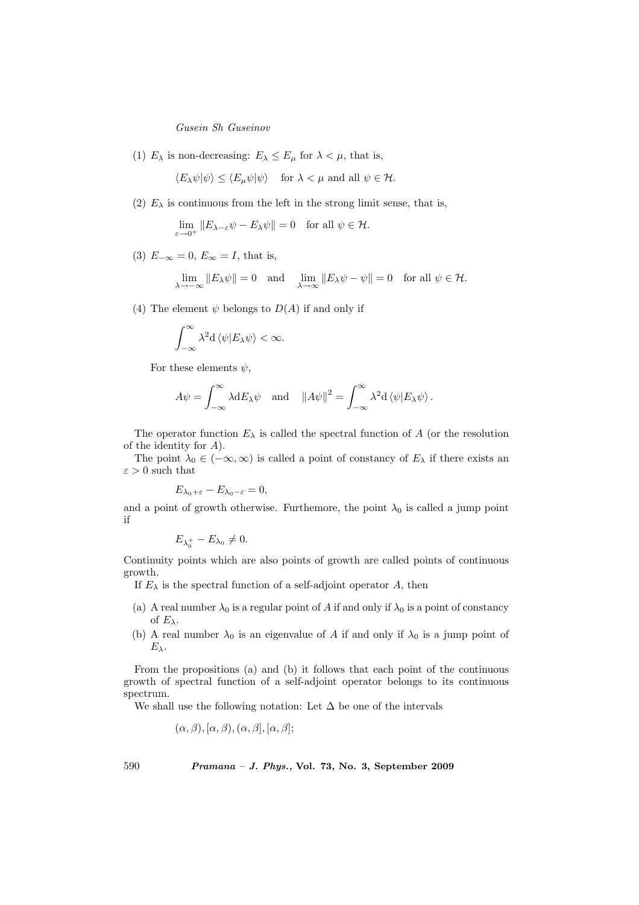(1) $E_\lambda$ is non-decreasing: $E_\lambda \le E_\mu$ for $\lambda < \mu$, that is,

$$\langle E_\lambda \psi|\psi\rangle \le \langle E_\mu \psi|\psi\rangle \quad \text{for } \lambda < \mu \text{ and all } \psi \in \mathcal{H}.$$

(2) $E_\lambda$ is continuous from the left in the strong limit sense, that is,

$$\lim_{\varepsilon\to 0^+} \|E_{\lambda-\varepsilon}\psi - E_\lambda \psi\| = 0 \quad \text{for all } \psi \in \mathcal{H}.$$

(3) $E_{-\infty} = 0$, $E_\infty = I$, that is,

$$\lim_{\lambda\to -\infty} \|E_\lambda \psi\| = 0 \quad \text{and} \quad \lim_{\lambda\to\infty} \|E_\lambda \psi - \psi\| = 0 \quad \text{for all } \psi \in \mathcal{H}.$$

(4) The element $\psi$ belongs to $D(A)$ if and only if

$$\int_{-\infty}^{\infty} \lambda^2 \mathrm{d}\langle \psi|E_\lambda \psi\rangle < \infty.$$

For these elements $\psi$,

$$A\psi = \int_{-\infty}^{\infty} \lambda \mathrm{d}E_\lambda \psi \quad \text{and} \quad \|A\psi\|^2 = \int_{-\infty}^{\infty} \lambda^2 \mathrm{d}\langle \psi|E_\lambda \psi\rangle.$$

The operator function $E_\lambda$ is called the spectral function of $A$ (or the resolution of the identity for $A$).

The point $\lambda_0 \in (-\infty, \infty)$ is called a point of constancy of $E_\lambda$ if there exists an $\varepsilon > 0$ such that

$$E_{\lambda_0+\varepsilon} - E_{\lambda_0-\varepsilon} = 0,$$

and a point of growth otherwise. Furthemore, the point $\lambda_0$ is called a jump point if

$$E_{\lambda_0^+} - E_{\lambda_0} \ne 0.$$

Continuity points which are also points of growth are called points of continuous growth.

If $E_\lambda$ is the spectral function of a self-adjoint operator $A$, then

(a) A real number $\lambda_0$ is a regular point of $A$ if and only if $\lambda_0$ is a point of constancy of $E_\lambda$.

(b) A real number $\lambda_0$ is an eigenvalue of $A$ if and only if $\lambda_0$ is a jump point of $E_\lambda$.

From the propositions (a) and (b) it follows that each point of the continuous growth of spectral function of a self-adjoint operator belongs to its continuous spectrum.

We shall use the following notation: Let $\Delta$ be one of the intervals

$$(\alpha, \beta), [\alpha, \beta), (\alpha, \beta], [\alpha, \beta];$$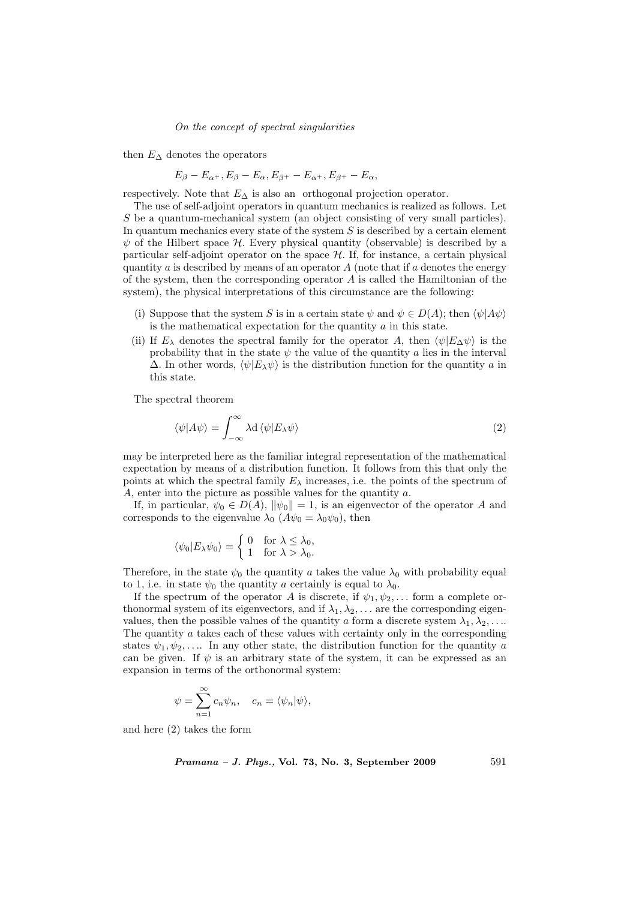then $E_\Delta$ denotes the operators

$$E_\beta - E_{\alpha^+}, E_\beta - E_\alpha, E_{\beta^+} - E_{\alpha^+}, E_{\beta^+} - E_\alpha,$$

respectively. Note that $E_\Delta$ is also an orthogonal projection operator.

The use of self-adjoint operators in quantum mechanics is realized as follows. Let $S$ be a quantum-mechanical system (an object consisting of very small particles). In quantum mechanics every state of the system $S$ is described by a certain element $\psi$ of the Hilbert space $\mathcal{H}$. Every physical quantity (observable) is described by a particular self-adjoint operator on the space $\mathcal{H}$. If, for instance, a certain physical quantity $a$ is described by means of an operator $A$ (note that if $a$ denotes the energy of the system, then the corresponding operator $A$ is called the Hamiltonian of the system), the physical interpretations of this circumstance are the following:

(i) Suppose that the system $S$ is in a certain state $\psi$ and $\psi \in D(A)$; then $\langle\psi|A\psi\rangle$ is the mathematical expectation for the quantity $a$ in this state.

(ii) If $E_\lambda$ denotes the spectral family for the operator $A$, then $\langle\psi|E_\Delta\psi\rangle$ is the probability that in the state $\psi$ the value of the quantity $a$ lies in the interval $\Delta$. In other words, $\langle\psi|E_\lambda\psi\rangle$ is the distribution function for the quantity $a$ in this state.

The spectral theorem

$$\langle\psi|A\psi\rangle = \int_{-\infty}^{\infty} \lambda \mathrm{d} \langle\psi|E_\lambda\psi\rangle \tag{2}$$

may be interpreted here as the familiar integral representation of the mathematical expectation by means of a distribution function. It follows from this that only the points at which the spectral family $E_\lambda$ increases, i.e. the points of the spectrum of $A$, enter into the picture as possible values for the quantity $a$.

If, in particular, $\psi_0 \in D(A)$, $\|\psi_0\| = 1$, is an eigenvector of the operator $A$ and corresponds to the eigenvalue $\lambda_0$ ($A\psi_0 = \lambda_0\psi_0$), then

$$\langle\psi_0|E_\lambda\psi_0\rangle = \begin{cases} 0 & \text{for } \lambda \leq \lambda_0, \\ 1 & \text{for } \lambda > \lambda_0. \end{cases}$$

Therefore, in the state $\psi_0$ the quantity $a$ takes the value $\lambda_0$ with probability equal to 1, i.e. in state $\psi_0$ the quantity $a$ certainly is equal to $\lambda_0$.

If the spectrum of the operator $A$ is discrete, if $\psi_1, \psi_2, \ldots$ form a complete orthonormal system of its eigenvectors, and if $\lambda_1, \lambda_2, \ldots$ are the corresponding eigenvalues, then the possible values of the quantity $a$ form a discrete system $\lambda_1, \lambda_2, \ldots$. The quantity $a$ takes each of these values with certainty only in the corresponding states $\psi_1, \psi_2, \ldots$. In any other state, the distribution function for the quantity $a$ can be given. If $\psi$ is an arbitrary state of the system, it can be expressed as an expansion in terms of the orthonormal system:

$$\psi = \sum_{n=1}^{\infty} c_n\psi_n, \quad c_n = \langle\psi_n|\psi\rangle,$$

and here (2) takes the form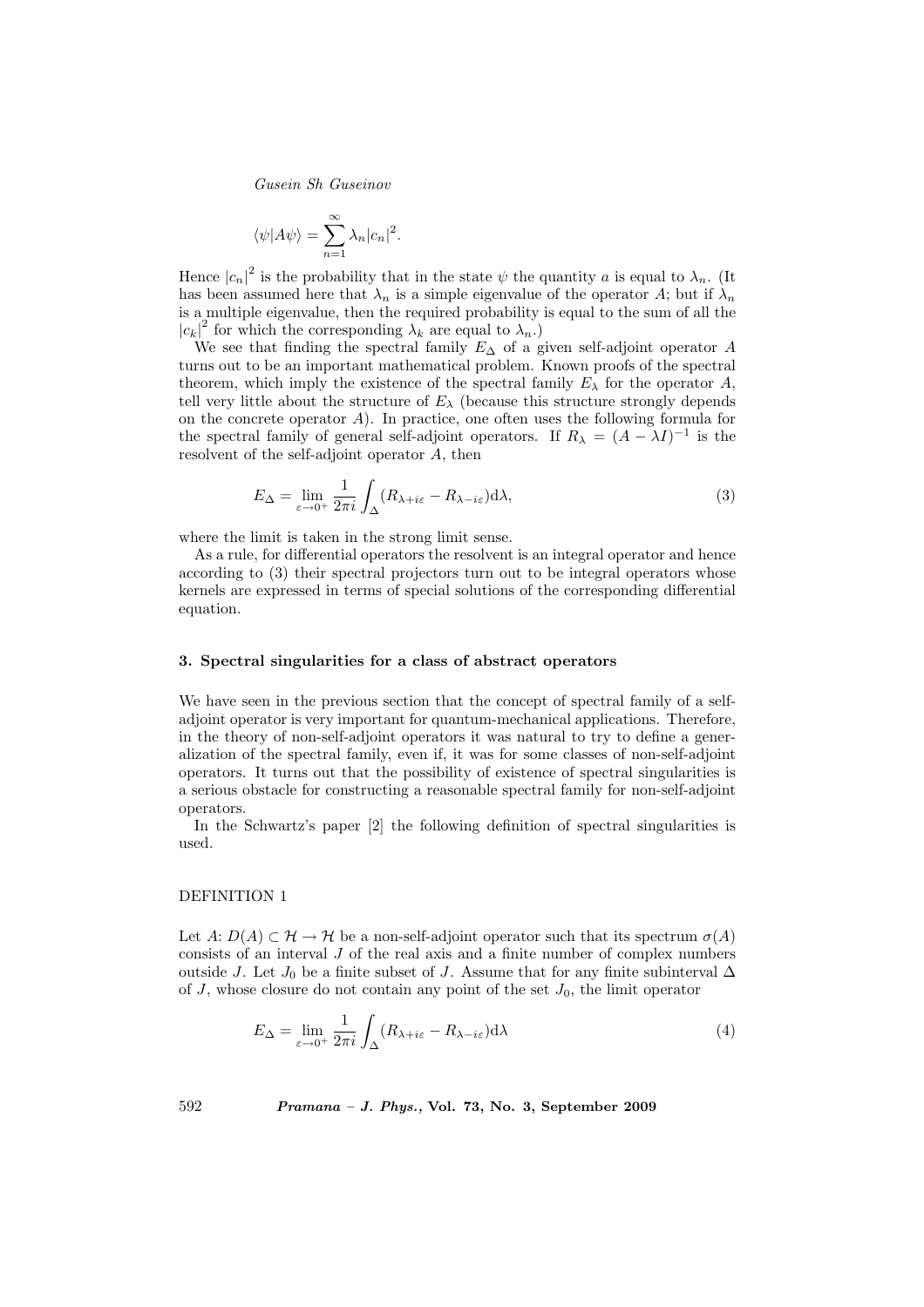$$\langle\psi|A\psi\rangle = \sum_{n=1}^{\infty} \lambda_n |c_n|^2.$$

Hence $|c_n|^2$ is the probability that in the state $\psi$ the quantity $a$ is equal to $\lambda_n$. (It has been assumed here that $\lambda_n$ is a simple eigenvalue of the operator $A$; but if $\lambda_n$ is a multiple eigenvalue, then the required probability is equal to the sum of all the $|c_k|^2$ for which the corresponding $\lambda_k$ are equal to $\lambda_n$.)

We see that finding the spectral family $E_\Delta$ of a given self-adjoint operator $A$ turns out to be an important mathematical problem. Known proofs of the spectral theorem, which imply the existence of the spectral family $E_\lambda$ for the operator $A$, tell very little about the structure of $E_\lambda$ (because this structure strongly depends on the concrete operator $A$). In practice, one often uses the following formula for the spectral family of general self-adjoint operators. If $R_\lambda = (A - \lambda I)^{-1}$ is the resolvent of the self-adjoint operator $A$, then

$$E_\Delta = \lim_{\varepsilon\to 0^+} \frac{1}{2\pi i} \int_\Delta (R_{\lambda+i\varepsilon} - R_{\lambda-i\varepsilon}) \mathrm{d}\lambda, \tag{3}$$

where the limit is taken in the strong limit sense.

As a rule, for differential operators the resolvent is an integral operator and hence according to (3) their spectral projectors turn out to be integral operators whose kernels are expressed in terms of special solutions of the corresponding differential equation.

## 3. Spectral singularities for a class of abstract operators

We have seen in the previous section that the concept of spectral family of a self-adjoint operator is very important for quantum-mechanical applications. Therefore, in the theory of non-self-adjoint operators it was natural to try to define a generalization of the spectral family, even if, it was for some classes of non-self-adjoint operators. It turns out that the possibility of existence of spectral singularities is a serious obstacle for constructing a reasonable spectral family for non-self-adjoint operators.

In the Schwartz's paper [2] the following definition of spectral singularities is used.

DEFINITION 1

Let $A$: $D(A) \subset \mathcal{H} \to \mathcal{H}$ be a non-self-adjoint operator such that its spectrum $\sigma(A)$ consists of an interval $J$ of the real axis and a finite number of complex numbers outside $J$. Let $J_0$ be a finite subset of $J$. Assume that for any finite subinterval $\Delta$ of $J$, whose closure do not contain any point of the set $J_0$, the limit operator

$$E_\Delta = \lim_{\varepsilon\to 0^+} \frac{1}{2\pi i} \int_\Delta (R_{\lambda+i\varepsilon} - R_{\lambda-i\varepsilon}) \mathrm{d}\lambda \tag{4}$$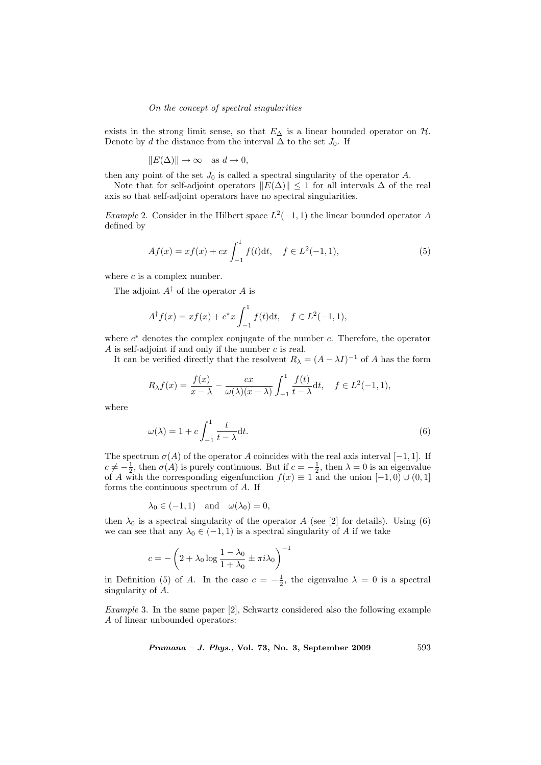exists in the strong limit sense, so that $E_\Delta$ is a linear bounded operator on $\mathcal{H}$. Denote by $d$ the distance from the interval $\Delta$ to the set $J_0$. If

$$\|E(\Delta)\| \to \infty \quad \text{as } d \to 0,$$

then any point of the set $J_0$ is called a spectral singularity of the operator $A$.

Note that for self-adjoint operators $\|E(\Delta)\| \leq 1$ for all intervals $\Delta$ of the real axis so that self-adjoint operators have no spectral singularities.

*Example* 2. Consider in the Hilbert space $L^2(-1,1)$ the linear bounded operator $A$ defined by

$$Af(x) = xf(x) + cx\int_{-1}^{1} f(t)\mathrm{d}t, \quad f \in L^2(-1,1), \tag{5}$$

where $c$ is a complex number.

The adjoint $A^\dagger$ of the operator $A$ is

$$A^\dagger f(x) = xf(x) + c^* x\int_{-1}^{1} f(t)\mathrm{d}t, \quad f \in L^2(-1,1),$$

where $c^*$ denotes the complex conjugate of the number $c$. Therefore, the operator $A$ is self-adjoint if and only if the number $c$ is real.

It can be verified directly that the resolvent $R_\lambda = (A - \lambda I)^{-1}$ of $A$ has the form

$$R_\lambda f(x) = \frac{f(x)}{x-\lambda} - \frac{cx}{\omega(\lambda)(x-\lambda)}\int_{-1}^{1} \frac{f(t)}{t-\lambda}\mathrm{d}t, \quad f \in L^2(-1,1),$$

where

$$\omega(\lambda) = 1 + c\int_{-1}^{1} \frac{t}{t-\lambda}\mathrm{d}t. \tag{6}$$

The spectrum $\sigma(A)$ of the operator $A$ coincides with the real axis interval $[-1,1]$. If $c \neq -\frac{1}{2}$, then $\sigma(A)$ is purely continuous. But if $c = -\frac{1}{2}$, then $\lambda = 0$ is an eigenvalue of $A$ with the corresponding eigenfunction $f(x) \equiv 1$ and the union $[-1,0) \cup (0,1]$ forms the continuous spectrum of $A$. If

$$\lambda_0 \in (-1,1) \quad \text{and} \quad \omega(\lambda_0) = 0,$$

then $\lambda_0$ is a spectral singularity of the operator $A$ (see [2] for details). Using (6) we can see that any $\lambda_0 \in (-1,1)$ is a spectral singularity of $A$ if we take

$$c = -\left(2 + \lambda_0 \log\frac{1-\lambda_0}{1+\lambda_0} \pm \pi i \lambda_0\right)^{-1}$$

in Definition (5) of $A$. In the case $c = -\frac{1}{2}$, the eigenvalue $\lambda = 0$ is a spectral singularity of $A$.

*Example* 3. In the same paper [2], Schwartz considered also the following example $A$ of linear unbounded operators: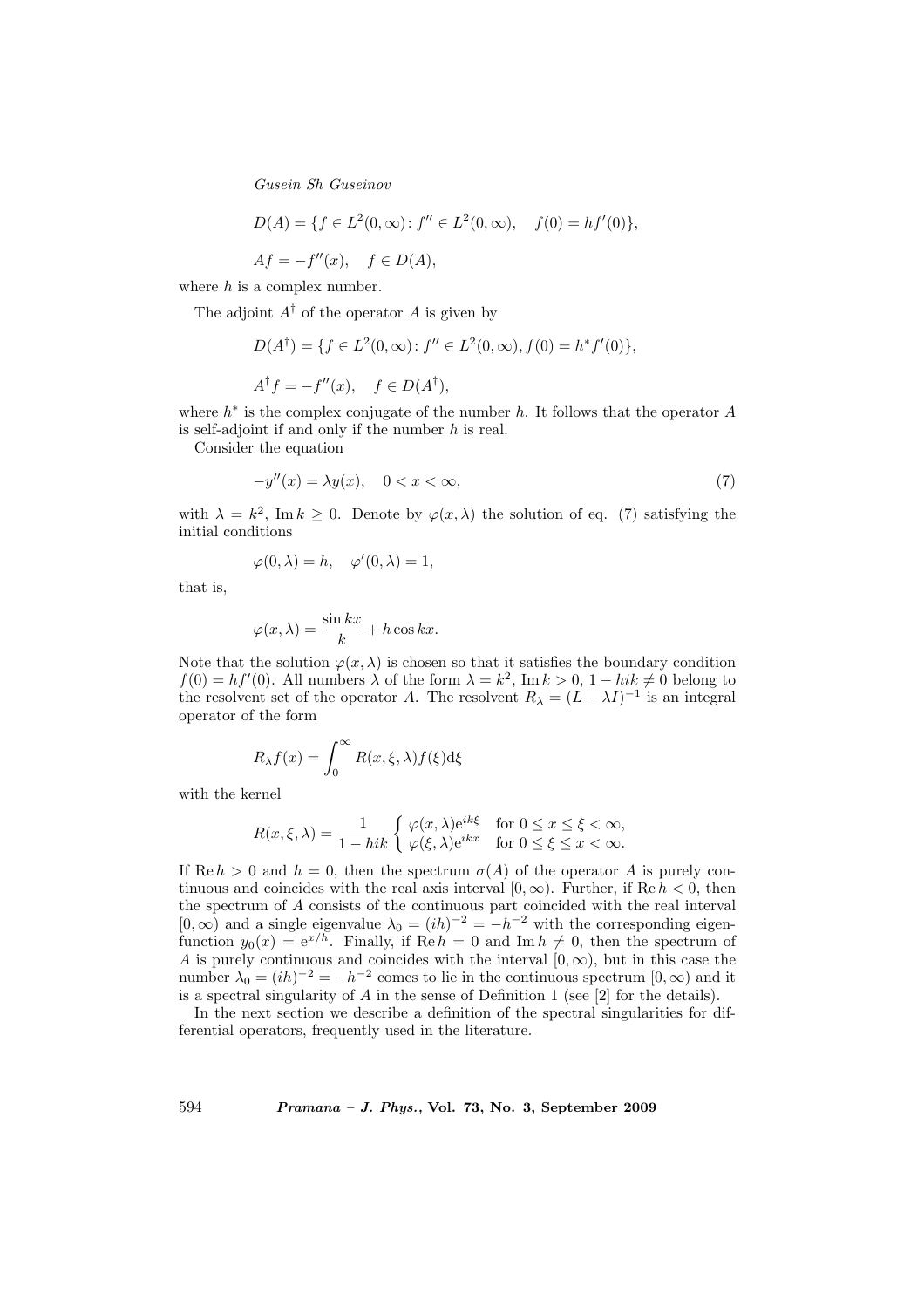$$D(A) = \{f \in L^2(0,\infty) \colon f'' \in L^2(0,\infty), \quad f(0) = hf'(0)\},$$

$$Af = -f''(x), \quad f \in D(A),$$

where $h$ is a complex number.

The adjoint $A^\dagger$ of the operator $A$ is given by

$$D(A^\dagger) = \{f \in L^2(0,\infty) \colon f'' \in L^2(0,\infty), f(0) = h^* f'(0)\},$$

$$A^\dagger f = -f''(x), \quad f \in D(A^\dagger),$$

where $h^*$ is the complex conjugate of the number $h$. It follows that the operator $A$ is self-adjoint if and only if the number $h$ is real.

Consider the equation

$$-y''(x) = \lambda y(x), \quad 0 < x < \infty, \tag{7}$$

with $\lambda = k^2$, $\operatorname{Im} k \geq 0$. Denote by $\varphi(x,\lambda)$ the solution of eq. (7) satisfying the initial conditions

$$\varphi(0,\lambda) = h, \quad \varphi'(0,\lambda) = 1,$$

that is,

$$\varphi(x,\lambda) = \frac{\sin kx}{k} + h\cos kx.$$

Note that the solution $\varphi(x,\lambda)$ is chosen so that it satisfies the boundary condition $f(0) = hf'(0)$. All numbers $\lambda$ of the form $\lambda = k^2$, $\operatorname{Im} k > 0$, $1 - hik \neq 0$ belong to the resolvent set of the operator $A$. The resolvent $R_\lambda = (L - \lambda I)^{-1}$ is an integral operator of the form

$$R_\lambda f(x) = \int_0^\infty R(x,\xi,\lambda) f(\xi) \mathrm{d}\xi$$

with the kernel

$$R(x,\xi,\lambda) = \frac{1}{1 - hik} \begin{cases} \varphi(x,\lambda)\mathrm{e}^{ik\xi} & \text{for } 0 \leq x \leq \xi < \infty, \\ \varphi(\xi,\lambda)\mathrm{e}^{ikx} & \text{for } 0 \leq \xi \leq x < \infty. \end{cases}$$

If $\operatorname{Re} h > 0$ and $h = 0$, then the spectrum $\sigma(A)$ of the operator $A$ is purely continuous and coincides with the real axis interval $[0,\infty)$. Further, if $\operatorname{Re} h < 0$, then the spectrum of $A$ consists of the continuous part coincided with the real interval $[0,\infty)$ and a single eigenvalue $\lambda_0 = (ih)^{-2} = -h^{-2}$ with the corresponding eigenfunction $y_0(x) = \mathrm{e}^{x/h}$. Finally, if $\operatorname{Re} h = 0$ and $\operatorname{Im} h \neq 0$, then the spectrum of $A$ is purely continuous and coincides with the interval $[0,\infty)$, but in this case the number $\lambda_0 = (ih)^{-2} = -h^{-2}$ comes to lie in the continuous spectrum $[0,\infty)$ and it is a spectral singularity of $A$ in the sense of Definition 1 (see [2] for the details).

In the next section we describe a definition of the spectral singularities for differential operators, frequently used in the literature.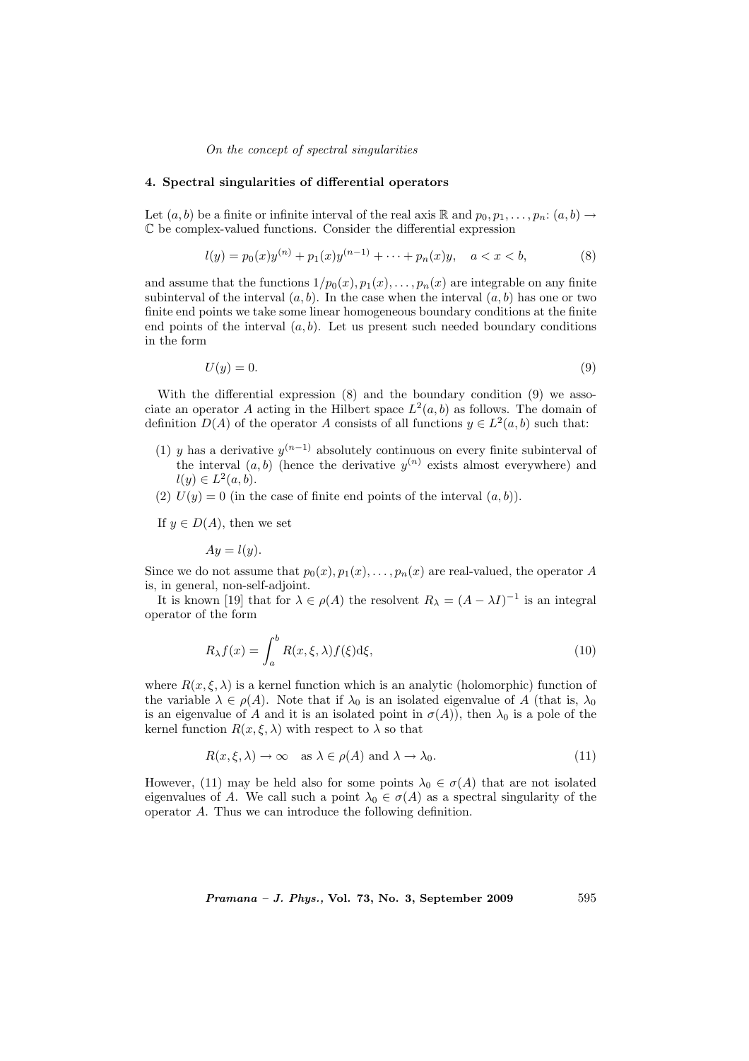## 4. Spectral singularities of differential operators

Let $(a, b)$ be a finite or infinite interval of the real axis $\mathbb{R}$ and $p_0, p_1, \ldots, p_n\colon (a, b) \to \mathbb{C}$ be complex-valued functions. Consider the differential expression

$$l(y) = p_0(x)y^{(n)} + p_1(x)y^{(n-1)} + \cdots + p_n(x)y, \quad a < x < b, \tag{8}$$

and assume that the functions $1/p_0(x), p_1(x), \ldots, p_n(x)$ are integrable on any finite subinterval of the interval $(a, b)$. In the case when the interval $(a, b)$ has one or two finite end points we take some linear homogeneous boundary conditions at the finite end points of the interval $(a, b)$. Let us present such needed boundary conditions in the form

$$U(y) = 0. \tag{9}$$

With the differential expression (8) and the boundary condition (9) we associate an operator $A$ acting in the Hilbert space $L^2(a, b)$ as follows. The domain of definition $D(A)$ of the operator $A$ consists of all functions $y \in L^2(a, b)$ such that:

(1) $y$ has a derivative $y^{(n-1)}$ absolutely continuous on every finite subinterval of the interval $(a, b)$ (hence the derivative $y^{(n)}$ exists almost everywhere) and $l(y) \in L^2(a, b)$.

(2) $U(y) = 0$ (in the case of finite end points of the interval $(a, b)$).

If $y \in D(A)$, then we set

$$Ay = l(y).$$

Since we do not assume that $p_0(x), p_1(x), \ldots, p_n(x)$ are real-valued, the operator $A$ is, in general, non-self-adjoint.

It is known [19] that for $\lambda \in \rho(A)$ the resolvent $R_\lambda = (A - \lambda I)^{-1}$ is an integral operator of the form

$$R_\lambda f(x) = \int_a^b R(x, \xi, \lambda) f(\xi) \mathrm{d}\xi, \tag{10}$$

where $R(x, \xi, \lambda)$ is a kernel function which is an analytic (holomorphic) function of the variable $\lambda \in \rho(A)$. Note that if $\lambda_0$ is an isolated eigenvalue of $A$ (that is, $\lambda_0$ is an eigenvalue of $A$ and it is an isolated point in $\sigma(A)$), then $\lambda_0$ is a pole of the kernel function $R(x, \xi, \lambda)$ with respect to $\lambda$ so that

$$R(x, \xi, \lambda) \to \infty \quad \text{as } \lambda \in \rho(A) \text{ and } \lambda \to \lambda_0. \tag{11}$$

However, (11) may be held also for some points $\lambda_0 \in \sigma(A)$ that are not isolated eigenvalues of $A$. We call such a point $\lambda_0 \in \sigma(A)$ as a spectral singularity of the operator $A$. Thus we can introduce the following definition.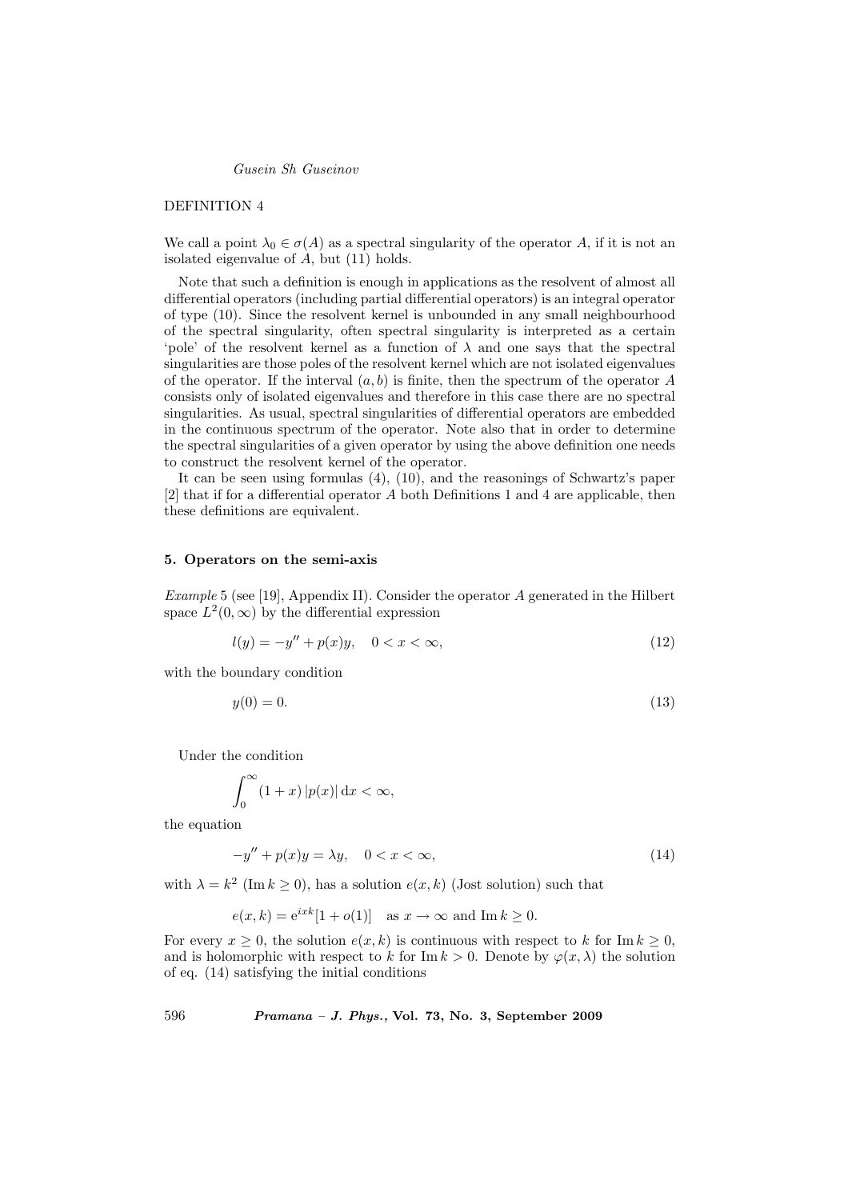DEFINITION 4

We call a point $\lambda_0 \in \sigma(A)$ as a spectral singularity of the operator $A$, if it is not an isolated eigenvalue of $A$, but (11) holds.

Note that such a definition is enough in applications as the resolvent of almost all differential operators (including partial differential operators) is an integral operator of type (10). Since the resolvent kernel is unbounded in any small neighbourhood of the spectral singularity, often spectral singularity is interpreted as a certain 'pole' of the resolvent kernel as a function of $\lambda$ and one says that the spectral singularities are those poles of the resolvent kernel which are not isolated eigenvalues of the operator. If the interval $(a, b)$ is finite, then the spectrum of the operator $A$ consists only of isolated eigenvalues and therefore in this case there are no spectral singularities. As usual, spectral singularities of differential operators are embedded in the continuous spectrum of the operator. Note also that in order to determine the spectral singularities of a given operator by using the above definition one needs to construct the resolvent kernel of the operator.

It can be seen using formulas (4), (10), and the reasonings of Schwartz's paper [2] that if for a differential operator $A$ both Definitions 1 and 4 are applicable, then these definitions are equivalent.

## 5. Operators on the semi-axis

*Example* 5 (see [19], Appendix II). Consider the operator $A$ generated in the Hilbert space $L^2(0, \infty)$ by the differential expression

$$l(y) = -y'' + p(x)y, \quad 0 < x < \infty, \tag{12}$$

with the boundary condition

$$y(0) = 0. \tag{13}$$

Under the condition

$$\int_0^\infty (1 + x) \, |p(x)| \, \mathrm{d}x < \infty,$$

the equation

$$-y'' + p(x)y = \lambda y, \quad 0 < x < \infty, \tag{14}$$

with $\lambda = k^2$ $(\operatorname{Im} k \geq 0)$, has a solution $e(x, k)$ (Jost solution) such that

$$e(x, k) = \mathrm{e}^{ixk}[1 + o(1)] \quad \text{as } x \to \infty \text{ and } \operatorname{Im} k \geq 0.$$

For every $x \geq 0$, the solution $e(x, k)$ is continuous with respect to $k$ for $\operatorname{Im} k \geq 0$, and is holomorphic with respect to $k$ for $\operatorname{Im} k > 0$. Denote by $\varphi(x, \lambda)$ the solution of eq. (14) satisfying the initial conditions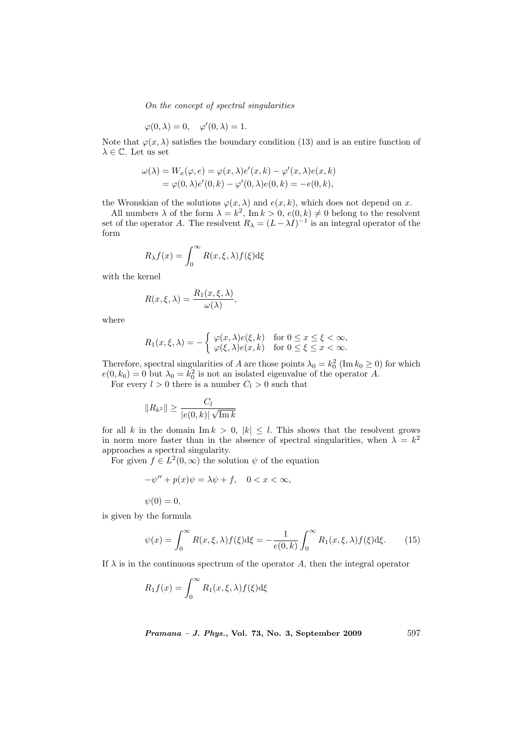$$\varphi(0, \lambda) = 0, \quad \varphi'(0, \lambda) = 1.$$

Note that $\varphi(x, \lambda)$ satisfies the boundary condition (13) and is an entire function of $\lambda \in \mathbb{C}$. Let us set

$$\begin{aligned}\omega(\lambda) &= W_x(\varphi, e) = \varphi(x, \lambda)e'(x, k) - \varphi'(x, \lambda)e(x, k) \\ &= \varphi(0, \lambda)e'(0, k) - \varphi'(0, \lambda)e(0, k) = -e(0, k),\end{aligned}$$

the Wronskian of the solutions $\varphi(x, \lambda)$ and $e(x, k)$, which does not depend on $x$.

All numbers $\lambda$ of the form $\lambda = k^2$, $\operatorname{Im} k > 0$, $e(0, k) \neq 0$ belong to the resolvent set of the operator $A$. The resolvent $R_\lambda = (L - \lambda I)^{-1}$ is an integral operator of the form

$$R_\lambda f(x) = \int_0^\infty R(x, \xi, \lambda) f(\xi) \mathrm{d}\xi$$

with the kernel

$$R(x, \xi, \lambda) = \frac{R_1(x, \xi, \lambda)}{\omega(\lambda)},$$

where

$$R_1(x, \xi, \lambda) = -\begin{cases} \varphi(x, \lambda)e(\xi, k) & \text{for } 0 \leq x \leq \xi < \infty, \\ \varphi(\xi, \lambda)e(x, k) & \text{for } 0 \leq \xi \leq x < \infty. \end{cases}$$

Therefore, spectral singularities of $A$ are those points $\lambda_0 = k_0^2$ ($\operatorname{Im} k_0 \geq 0$) for which $e(0, k_0) = 0$ but $\lambda_0 = k_0^2$ is not an isolated eigenvalue of the operator $A$.

For every $l > 0$ there is a number $C_l > 0$ such that

$$\|R_{k^2}\| \geq \frac{C_l}{|e(0, k)| \sqrt{\operatorname{Im} k}}$$

for all $k$ in the domain $\operatorname{Im} k > 0$, $|k| \leq l$. This shows that the resolvent grows in norm more faster than in the absence of spectral singularities, when $\lambda = k^2$ approaches a spectral singularity.

For given $f \in L^2(0, \infty)$ the solution $\psi$ of the equation

$$-\psi'' + p(x)\psi = \lambda\psi + f, \quad 0 < x < \infty,$$

$$\psi(0) = 0,$$

is given by the formula

$$\psi(x) = \int_0^\infty R(x, \xi, \lambda) f(\xi) \mathrm{d}\xi = -\frac{1}{e(0, k)} \int_0^\infty R_1(x, \xi, \lambda) f(\xi) \mathrm{d}\xi. \tag{15}$$

If $\lambda$ is in the continuous spectrum of the operator $A$, then the integral operator

$$R_1 f(x) = \int_0^\infty R_1(x, \xi, \lambda) f(\xi) \mathrm{d}\xi$$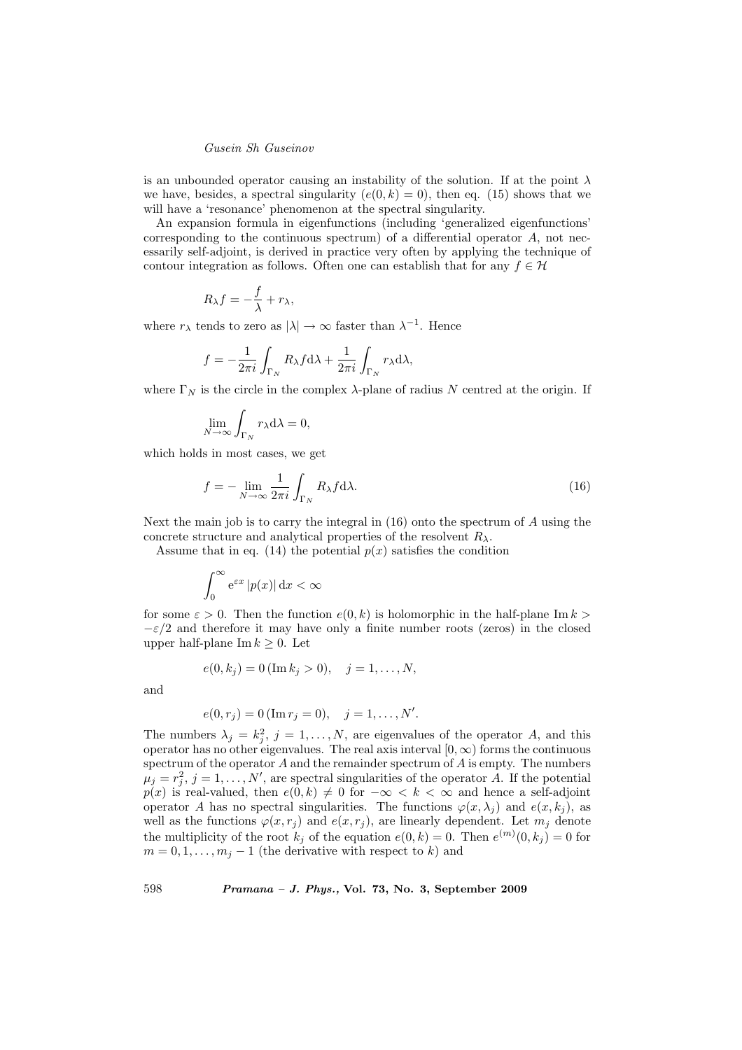is an unbounded operator causing an instability of the solution. If at the point $\lambda$ we have, besides, a spectral singularity ($e(0,k)=0$), then eq. (15) shows that we will have a 'resonance' phenomenon at the spectral singularity.

An expansion formula in eigenfunctions (including 'generalized eigenfunctions' corresponding to the continuous spectrum) of a differential operator $A$, not necessarily self-adjoint, is derived in practice very often by applying the technique of contour integration as follows. Often one can establish that for any $f \in \mathcal{H}$

$$R_\lambda f = -\frac{f}{\lambda} + r_\lambda,$$

where $r_\lambda$ tends to zero as $|\lambda| \to \infty$ faster than $\lambda^{-1}$. Hence

$$f = -\frac{1}{2\pi i}\int_{\Gamma_N} R_\lambda f \mathrm{d}\lambda + \frac{1}{2\pi i}\int_{\Gamma_N} r_\lambda \mathrm{d}\lambda,$$

where $\Gamma_N$ is the circle in the complex $\lambda$-plane of radius $N$ centred at the origin. If

$$\lim_{N\to\infty}\int_{\Gamma_N} r_\lambda \mathrm{d}\lambda = 0,$$

which holds in most cases, we get

$$f = -\lim_{N\to\infty}\frac{1}{2\pi i}\int_{\Gamma_N} R_\lambda f \mathrm{d}\lambda. \tag{16}$$

Next the main job is to carry the integral in (16) onto the spectrum of $A$ using the concrete structure and analytical properties of the resolvent $R_\lambda$.

Assume that in eq. (14) the potential $p(x)$ satisfies the condition

$$\int_0^\infty \mathrm{e}^{\varepsilon x}|p(x)|\,\mathrm{d}x < \infty$$

for some $\varepsilon > 0$. Then the function $e(0,k)$ is holomorphic in the half-plane $\operatorname{Im} k > -\varepsilon/2$ and therefore it may have only a finite number roots (zeros) in the closed upper half-plane $\operatorname{Im} k \geq 0$. Let

$$e(0,k_j) = 0\,(\operatorname{Im} k_j > 0), \quad j = 1,\ldots,N,$$

and

$$e(0,r_j) = 0\,(\operatorname{Im} r_j = 0), \quad j = 1,\ldots,N'.$$

The numbers $\lambda_j = k_j^2$, $j = 1,\ldots,N$, are eigenvalues of the operator $A$, and this operator has no other eigenvalues. The real axis interval $[0,\infty)$ forms the continuous spectrum of the operator $A$ and the remainder spectrum of $A$ is empty. The numbers $\mu_j = r_j^2$, $j = 1,\ldots,N'$, are spectral singularities of the operator $A$. If the potential $p(x)$ is real-valued, then $e(0,k) \neq 0$ for $-\infty < k < \infty$ and hence a self-adjoint operator $A$ has no spectral singularities. The functions $\varphi(x,\lambda_j)$ and $e(x,k_j)$, as well as the functions $\varphi(x,r_j)$ and $e(x,r_j)$, are linearly dependent. Let $m_j$ denote the multiplicity of the root $k_j$ of the equation $e(0,k)=0$. Then $e^{(m)}(0,k_j)=0$ for $m = 0,1,\ldots,m_j-1$ (the derivative with respect to $k$) and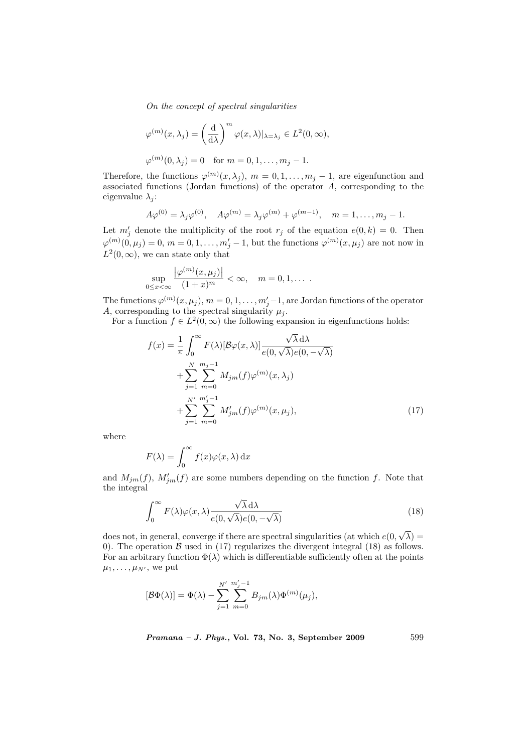$$\varphi^{(m)}(x,\lambda_j) = \left(\frac{\mathrm{d}}{\mathrm{d}\lambda}\right)^m \varphi(x,\lambda)|_{\lambda=\lambda_j} \in L^2(0,\infty),$$

$$\varphi^{(m)}(0,\lambda_j) = 0 \quad \text{for } m = 0,1,\ldots,m_j - 1.$$

Therefore, the functions $\varphi^{(m)}(x,\lambda_j)$, $m = 0,1,\ldots,m_j - 1$, are eigenfunction and associated functions (Jordan functions) of the operator $A$, corresponding to the eigenvalue $\lambda_j$:

$$A\varphi^{(0)} = \lambda_j\varphi^{(0)}, \quad A\varphi^{(m)} = \lambda_j\varphi^{(m)} + \varphi^{(m-1)}, \quad m = 1,\ldots,m_j - 1.$$

Let $m_j'$ denote the multiplicity of the root $r_j$ of the equation $e(0,k) = 0$. Then $\varphi^{(m)}(0,\mu_j) = 0$, $m = 0,1,\ldots,m_j' - 1$, but the functions $\varphi^{(m)}(x,\mu_j)$ are not now in $L^2(0,\infty)$, we can state only that

$$\sup_{0\le x<\infty} \frac{\left|\varphi^{(m)}(x,\mu_j)\right|}{(1+x)^m} < \infty, \quad m = 0,1,\ldots\ .$$

The functions $\varphi^{(m)}(x,\mu_j)$, $m = 0,1,\ldots,m_j'-1$, are Jordan functions of the operator $A$, corresponding to the spectral singularity $\mu_j$.

For a function $f \in L^2(0,\infty)$ the following expansion in eigenfunctions holds:

$$\begin{aligned} f(x) &= \frac{1}{\pi}\int_0^\infty F(\lambda)[\mathcal{B}\varphi(x,\lambda)]\frac{\sqrt{\lambda}\,\mathrm{d}\lambda}{e(0,\sqrt{\lambda})e(0,-\sqrt{\lambda})} \\ &\quad + \sum_{j=1}^{N}\sum_{m=0}^{m_j-1} M_{jm}(f)\varphi^{(m)}(x,\lambda_j) \\ &\quad + \sum_{j=1}^{N'}\sum_{m=0}^{m_j'-1} M_{jm}'(f)\varphi^{(m)}(x,\mu_j), \end{aligned} \tag{17}$$

where

$$F(\lambda) = \int_0^\infty f(x)\varphi(x,\lambda)\,\mathrm{d}x$$

and $M_{jm}(f)$, $M_{jm}'(f)$ are some numbers depending on the function $f$. Note that the integral

$$\int_0^\infty F(\lambda)\varphi(x,\lambda)\frac{\sqrt{\lambda}\,\mathrm{d}\lambda}{e(0,\sqrt{\lambda})e(0,-\sqrt{\lambda})} \tag{18}$$

does not, in general, converge if there are spectral singularities (at which $e(0,\sqrt{\lambda}) = 0$). The operation $\mathcal{B}$ used in (17) regularizes the divergent integral (18) as follows. For an arbitrary function $\Phi(\lambda)$ which is differentiable sufficiently often at the points $\mu_1,\ldots,\mu_{N'}$, we put

$$[\mathcal{B}\Phi(\lambda)] = \Phi(\lambda) - \sum_{j=1}^{N'}\sum_{m=0}^{m_j'-1} B_{jm}(\lambda)\Phi^{(m)}(\mu_j),$$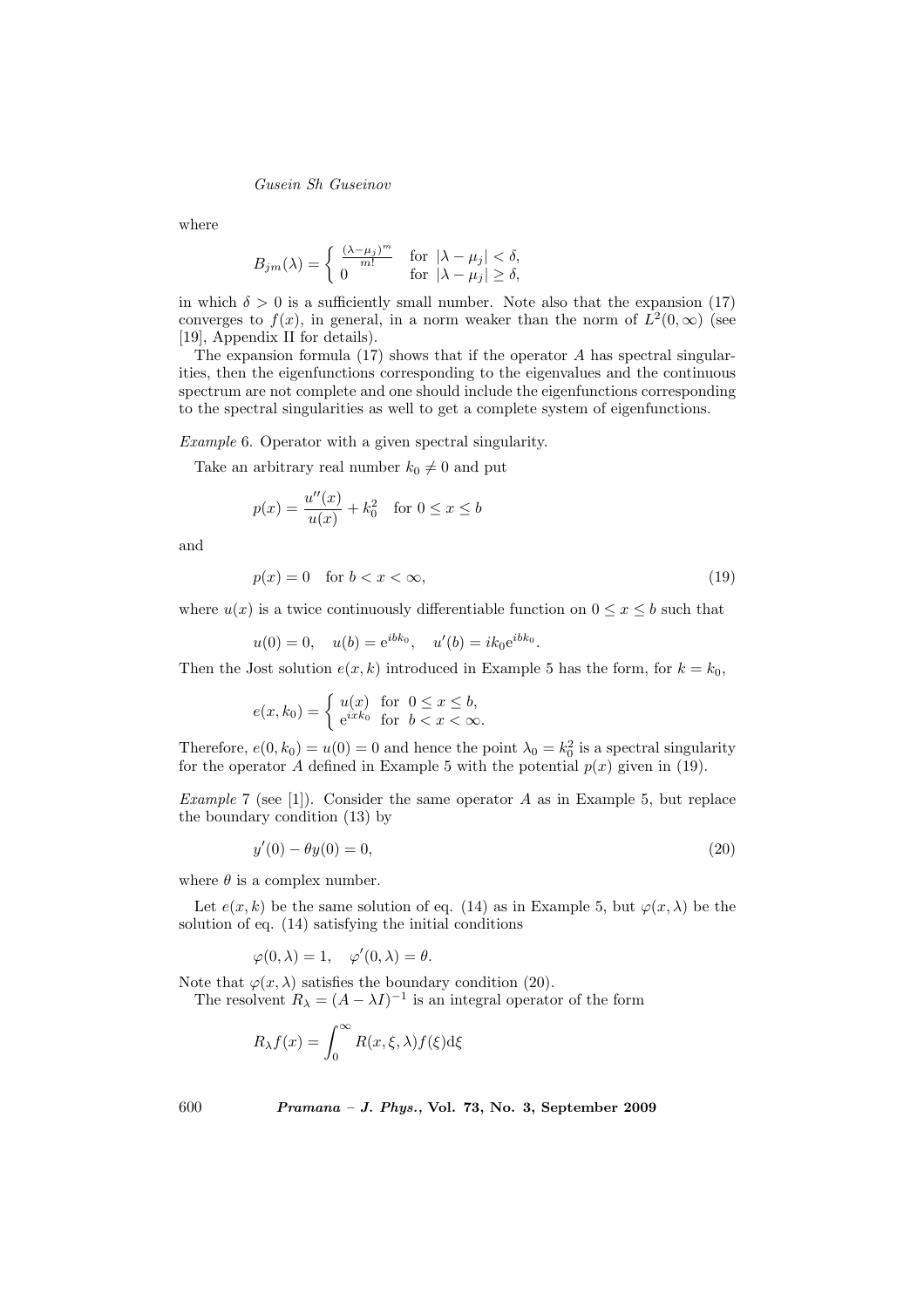where

$$B_{jm}(\lambda) = \begin{cases} \frac{(\lambda-\mu_j)^m}{m!} & \text{for } |\lambda - \mu_j| < \delta, \\ 0 & \text{for } |\lambda - \mu_j| \geq \delta, \end{cases}$$

in which $\delta > 0$ is a sufficiently small number. Note also that the expansion (17) converges to $f(x)$, in general, in a norm weaker than the norm of $L^2(0, \infty)$ (see [19], Appendix II for details).

The expansion formula (17) shows that if the operator $A$ has spectral singularities, then the eigenfunctions corresponding to the eigenvalues and the continuous spectrum are not complete and one should include the eigenfunctions corresponding to the spectral singularities as well to get a complete system of eigenfunctions.

*Example* 6. Operator with a given spectral singularity.

Take an arbitrary real number $k_0 \neq 0$ and put

$$p(x) = \frac{u''(x)}{u(x)} + k_0^2 \quad \text{for } 0 \leq x \leq b$$

and

$$p(x) = 0 \quad \text{for } b < x < \infty, \tag{19}$$

where $u(x)$ is a twice continuously differentiable function on $0 \leq x \leq b$ such that

$$u(0) = 0, \quad u(b) = e^{ibk_0}, \quad u'(b) = ik_0 e^{ibk_0}.$$

Then the Jost solution $e(x, k)$ introduced in Example 5 has the form, for $k = k_0$,

$$e(x, k_0) = \begin{cases} u(x) & \text{for } 0 \leq x \leq b, \\ e^{ixk_0} & \text{for } b < x < \infty. \end{cases}$$

Therefore, $e(0, k_0) = u(0) = 0$ and hence the point $\lambda_0 = k_0^2$ is a spectral singularity for the operator $A$ defined in Example 5 with the potential $p(x)$ given in (19).

*Example* 7 (see [1]). Consider the same operator $A$ as in Example 5, but replace the boundary condition (13) by

$$y'(0) - \theta y(0) = 0, \tag{20}$$

where $\theta$ is a complex number.

Let $e(x, k)$ be the same solution of eq. (14) as in Example 5, but $\varphi(x, \lambda)$ be the solution of eq. (14) satisfying the initial conditions

$$\varphi(0, \lambda) = 1, \quad \varphi'(0, \lambda) = \theta.$$

Note that $\varphi(x, \lambda)$ satisfies the boundary condition (20).

The resolvent $R_\lambda = (A - \lambda I)^{-1}$ is an integral operator of the form

$$R_\lambda f(x) = \int_0^\infty R(x, \xi, \lambda) f(\xi) d\xi$$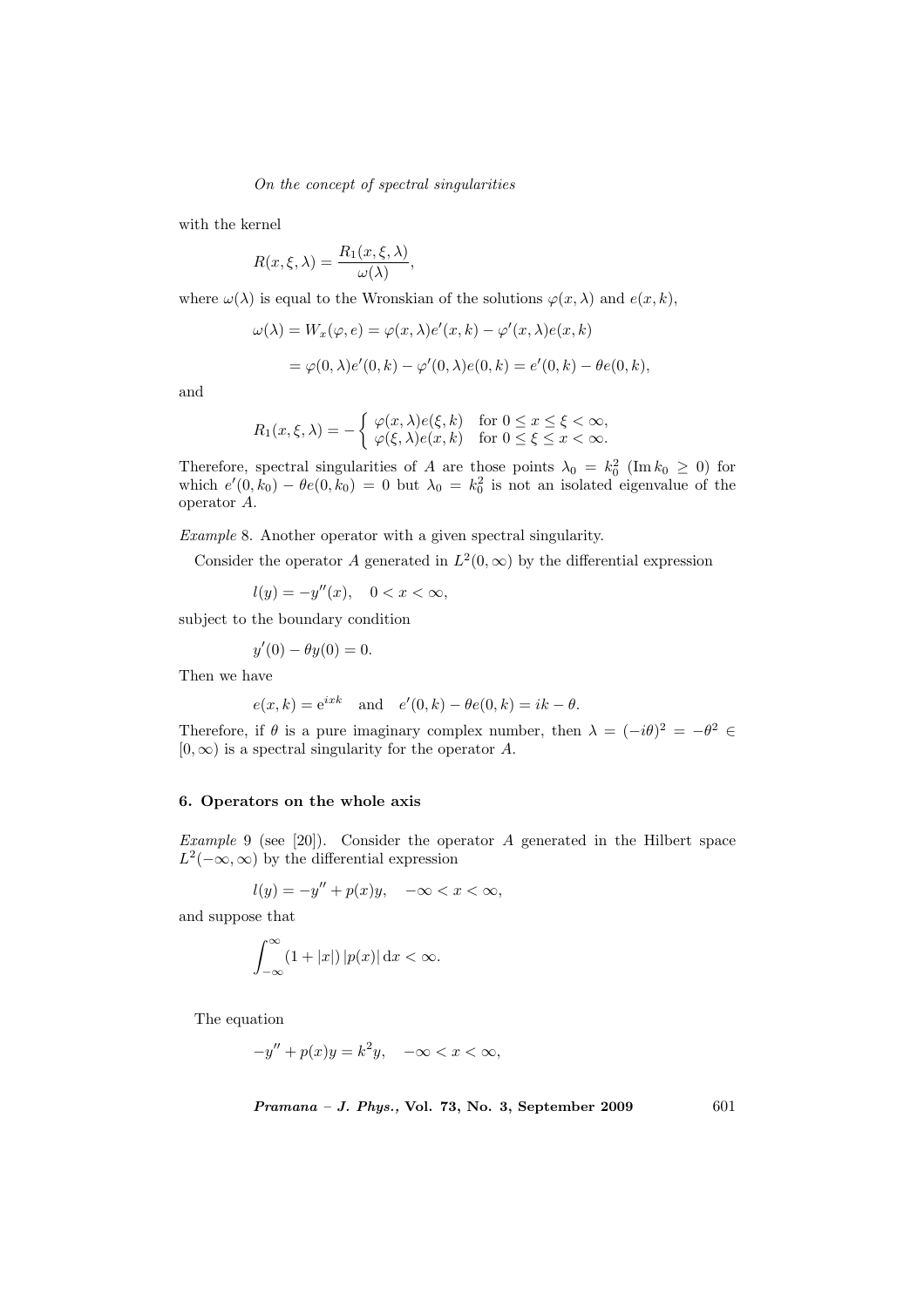with the kernel

$$R(x,\xi,\lambda) = \frac{R_1(x,\xi,\lambda)}{\omega(\lambda)},$$

where $\omega(\lambda)$ is equal to the Wronskian of the solutions $\varphi(x,\lambda)$ and $e(x,k)$,

$$\omega(\lambda) = W_x(\varphi, e) = \varphi(x,\lambda)e'(x,k) - \varphi'(x,\lambda)e(x,k)$$

$$= \varphi(0,\lambda)e'(0,k) - \varphi'(0,\lambda)e(0,k) = e'(0,k) - \theta e(0,k),$$

and

$$R_1(x,\xi,\lambda) = -\begin{cases} \varphi(x,\lambda)e(\xi,k) & \text{for } 0 \le x \le \xi < \infty, \\ \varphi(\xi,\lambda)e(x,k) & \text{for } 0 \le \xi \le x < \infty. \end{cases}$$

Therefore, spectral singularities of $A$ are those points $\lambda_0 = k_0^2$ ($\operatorname{Im} k_0 \ge 0$) for which $e'(0,k_0) - \theta e(0,k_0) = 0$ but $\lambda_0 = k_0^2$ is not an isolated eigenvalue of the operator $A$.

*Example* 8. Another operator with a given spectral singularity.

Consider the operator $A$ generated in $L^2(0,\infty)$ by the differential expression

$$l(y) = -y''(x), \quad 0 < x < \infty,$$

subject to the boundary condition

$$y'(0) - \theta y(0) = 0.$$

Then we have

$$e(x,k) = \mathrm{e}^{ixk} \quad \text{and} \quad e'(0,k) - \theta e(0,k) = ik - \theta.$$

Therefore, if $\theta$ is a pure imaginary complex number, then $\lambda = (-i\theta)^2 = -\theta^2 \in [0,\infty)$ is a spectral singularity for the operator $A$.

### 6. Operators on the whole axis

*Example* 9 (see [20]). Consider the operator $A$ generated in the Hilbert space $L^2(-\infty,\infty)$ by the differential expression

$$l(y) = -y'' + p(x)y, \quad -\infty < x < \infty,$$

and suppose that

$$\int_{-\infty}^{\infty} (1 + |x|)\, |p(x)| \, \mathrm{d}x < \infty.$$

The equation

$$-y'' + p(x)y = k^2 y, \quad -\infty < x < \infty,$$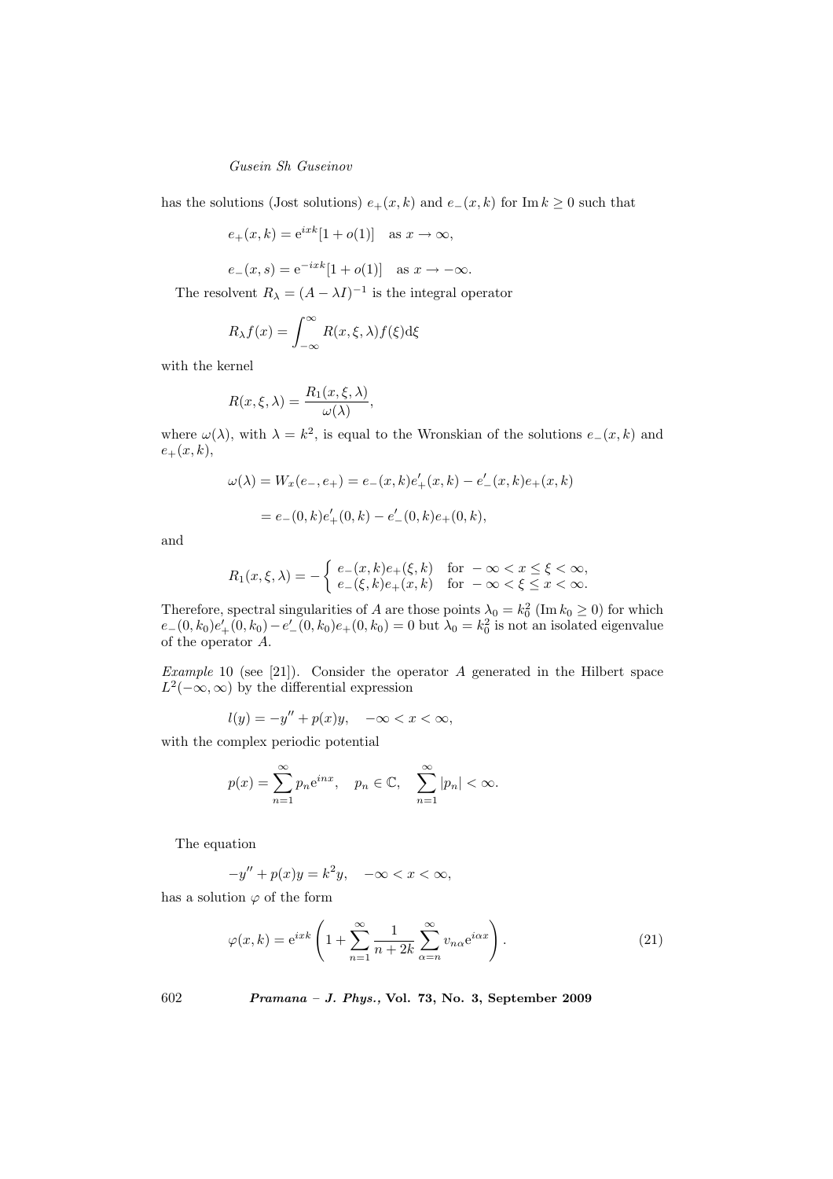has the solutions (Jost solutions) $e_+(x,k)$ and $e_-(x,k)$ for $\operatorname{Im} k \geq 0$ such that

$$e_+(x,k) = \mathrm{e}^{ixk}[1 + o(1)] \quad \text{as } x \to \infty,$$

$$e_-(x,s) = \mathrm{e}^{-ixk}[1 + o(1)] \quad \text{as } x \to -\infty.$$

The resolvent $R_\lambda = (A - \lambda I)^{-1}$ is the integral operator

$$R_\lambda f(x) = \int_{-\infty}^{\infty} R(x,\xi,\lambda) f(\xi) \mathrm{d}\xi$$

with the kernel

$$R(x,\xi,\lambda) = \frac{R_1(x,\xi,\lambda)}{\omega(\lambda)},$$

where $\omega(\lambda)$, with $\lambda = k^2$, is equal to the Wronskian of the solutions $e_-(x,k)$ and $e_+(x,k)$,

$$\omega(\lambda) = W_x(e_-, e_+) = e_-(x,k)e'_+(x,k) - e'_-(x,k)e_+(x,k)$$

$$= e_-(0,k)e'_+(0,k) - e'_-(0,k)e_+(0,k),$$

and

$$R_1(x,\xi,\lambda) = -\left\{ \begin{array}{ll} e_-(x,k)e_+(\xi,k) & \text{for } -\infty < x \leq \xi < \infty, \\ e_-(\xi,k)e_+(x,k) & \text{for } -\infty < \xi \leq x < \infty. \end{array} \right.$$

Therefore, spectral singularities of $A$ are those points $\lambda_0 = k_0^2$ ($\operatorname{Im} k_0 \geq 0$) for which $e_-(0,k_0)e'_+(0,k_0) - e'_-(0,k_0)e_+(0,k_0) = 0$ but $\lambda_0 = k_0^2$ is not an isolated eigenvalue of the operator $A$.

*Example* 10 (see [21]). Consider the operator $A$ generated in the Hilbert space $L^2(-\infty,\infty)$ by the differential expression

$$l(y) = -y'' + p(x)y, \quad -\infty < x < \infty,$$

with the complex periodic potential

$$p(x) = \sum_{n=1}^{\infty} p_n \mathrm{e}^{inx}, \quad p_n \in \mathbb{C}, \quad \sum_{n=1}^{\infty} |p_n| < \infty.$$

The equation

$$-y'' + p(x)y = k^2 y, \quad -\infty < x < \infty,$$

has a solution $\varphi$ of the form

$$\varphi(x,k) = \mathrm{e}^{ixk} \left( 1 + \sum_{n=1}^{\infty} \frac{1}{n+2k} \sum_{\alpha=n}^{\infty} v_{n\alpha} \mathrm{e}^{i\alpha x} \right). \tag{21}$$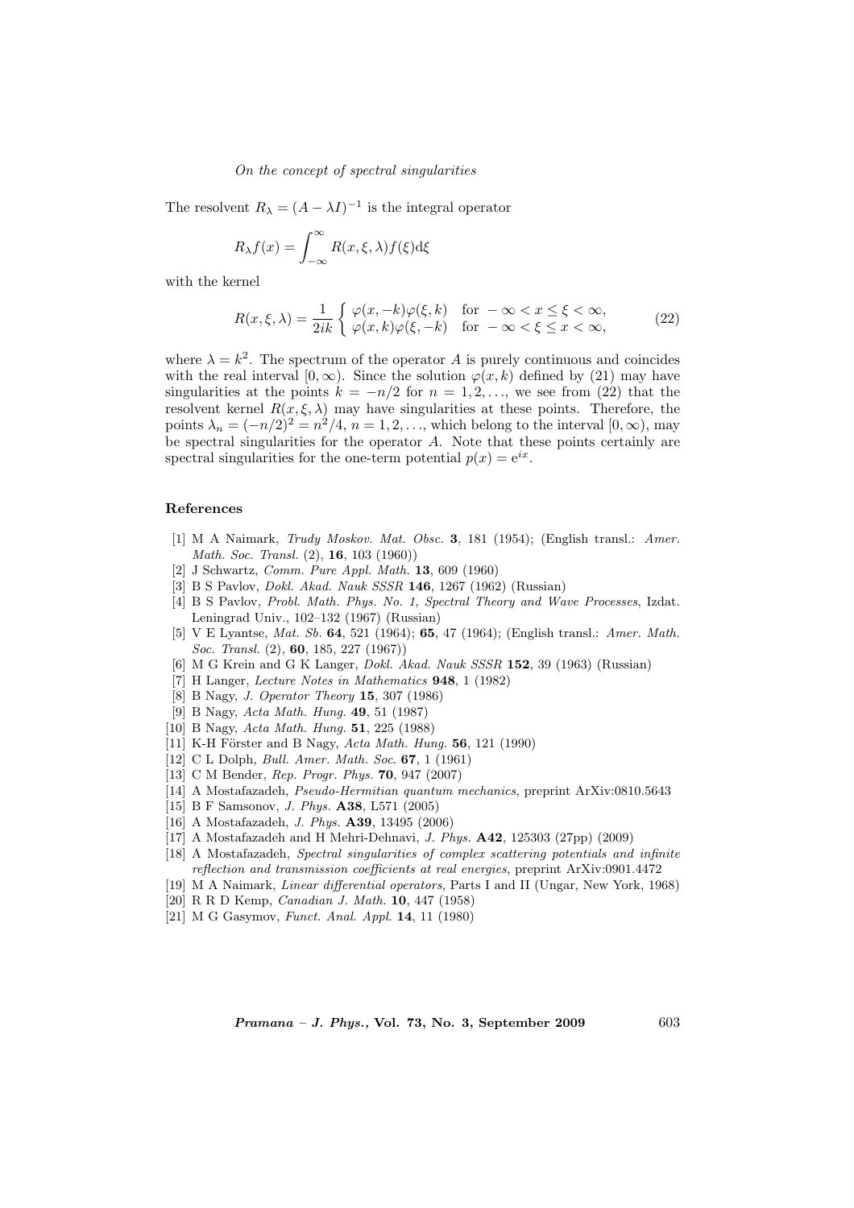The resolvent $R_\lambda = (A - \lambda I)^{-1}$ is the integral operator

$$R_\lambda f(x) = \int_{-\infty}^{\infty} R(x, \xi, \lambda) f(\xi) \mathrm{d}\xi$$

with the kernel

$$R(x, \xi, \lambda) = \frac{1}{2ik} \begin{cases} \varphi(x, -k)\varphi(\xi, k) & \text{for } -\infty < x \le \xi < \infty, \\ \varphi(x, k)\varphi(\xi, -k) & \text{for } -\infty < \xi \le x < \infty, \end{cases} \tag{22}$$

where $\lambda = k^2$. The spectrum of the operator $A$ is purely continuous and coincides with the real interval $[0, \infty)$. Since the solution $\varphi(x, k)$ defined by (21) may have singularities at the points $k = -n/2$ for $n = 1, 2, \ldots$, we see from (22) that the resolvent kernel $R(x, \xi, \lambda)$ may have singularities at these points. Therefore, the points $\lambda_n = (-n/2)^2 = n^2/4$, $n = 1, 2, \ldots$, which belong to the interval $[0, \infty)$, may be spectral singularities for the operator $A$. Note that these points certainly are spectral singularities for the one-term potential $p(x) = \mathrm{e}^{ix}$.

## References

[1] M A Naimark, *Trudy Moskov. Mat. Obsc.* **3**, 181 (1954); (English transl.: *Amer. Math. Soc. Transl.* (2), **16**, 103 (1960))

[2] J Schwartz, *Comm. Pure Appl. Math.* **13**, 609 (1960)

[3] B S Pavlov, *Dokl. Akad. Nauk SSSR* **146**, 1267 (1962) (Russian)

[4] B S Pavlov, *Probl. Math. Phys. No. 1, Spectral Theory and Wave Processes*, Izdat. Leningrad Univ., 102–132 (1967) (Russian)

[5] V E Lyantse, *Mat. Sb.* **64**, 521 (1964); **65**, 47 (1964); (English transl.: *Amer. Math. Soc. Transl.* (2), **60**, 185, 227 (1967))

[6] M G Krein and G K Langer, *Dokl. Akad. Nauk SSSR* **152**, 39 (1963) (Russian)

[7] H Langer, *Lecture Notes in Mathematics* **948**, 1 (1982)

[8] B Nagy, *J. Operator Theory* **15**, 307 (1986)

[9] B Nagy, *Acta Math. Hung.* **49**, 51 (1987)

[10] B Nagy, *Acta Math. Hung.* **51**, 225 (1988)

[11] K-H Förster and B Nagy, *Acta Math. Hung.* **56**, 121 (1990)

[12] C L Dolph, *Bull. Amer. Math. Soc.* **67**, 1 (1961)

[13] C M Bender, *Rep. Progr. Phys.* **70**, 947 (2007)

[14] A Mostafazadeh, *Pseudo-Hermitian quantum mechanics*, preprint ArXiv:0810.5643

[15] B F Samsonov, *J. Phys.* **A38**, L571 (2005)

[16] A Mostafazadeh, *J. Phys.* **A39**, 13495 (2006)

[17] A Mostafazadeh and H Mehri-Dehnavi, *J. Phys.* **A42**, 125303 (27pp) (2009)

[18] A Mostafazadeh, *Spectral singularities of complex scattering potentials and infinite reflection and transmission coefficients at real energies*, preprint ArXiv:0901.4472

[19] M A Naimark, *Linear differential operators*, Parts I and II (Ungar, New York, 1968)

[20] R R D Kemp, *Canadian J. Math.* **10**, 447 (1958)

[21] M G Gasymov, *Funct. Anal. Appl.* **14**, 11 (1980)